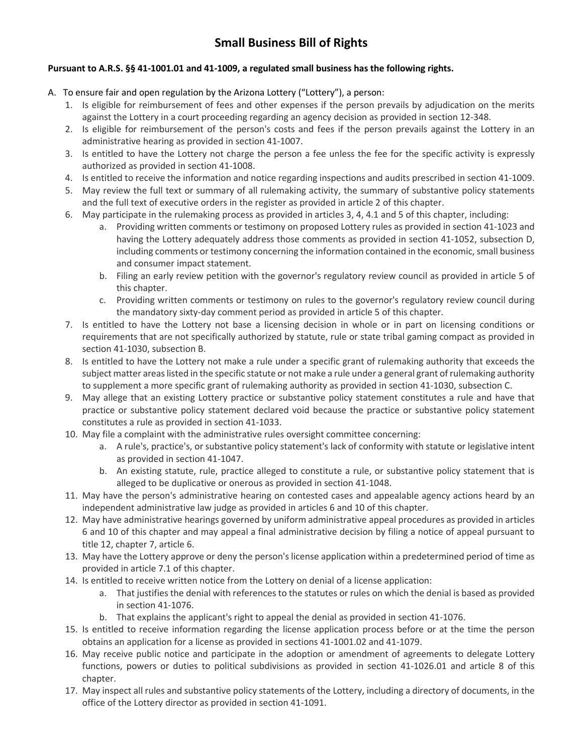# Small Business Bill of Rights

**Pursuant to A.R.S. §§ 41-1001.01 and 41-1009, a regulated small business has the following rights.**

A. To ensure fair and open regulation by the Arizona Lottery ("Lottery"), a person:
   1. Is eligible for reimbursement of fees and other expenses if the person prevails by adjudication on the merits against the Lottery in a court proceeding regarding an agency decision as provided in section 12-348.
   2. Is eligible for reimbursement of the person's costs and fees if the person prevails against the Lottery in an administrative hearing as provided in section 41-1007.
   3. Is entitled to have the Lottery not charge the person a fee unless the fee for the specific activity is expressly authorized as provided in section 41-1008.
   4. Is entitled to receive the information and notice regarding inspections and audits prescribed in section 41-1009.
   5. May review the full text or summary of all rulemaking activity, the summary of substantive policy statements and the full text of executive orders in the register as provided in article 2 of this chapter.
   6. May participate in the rulemaking process as provided in articles 3, 4, 4.1 and 5 of this chapter, including:
      a. Providing written comments or testimony on proposed Lottery rules as provided in section 41-1023 and having the Lottery adequately address those comments as provided in section 41-1052, subsection D, including comments or testimony concerning the information contained in the economic, small business and consumer impact statement.
      b. Filing an early review petition with the governor's regulatory review council as provided in article 5 of this chapter.
      c. Providing written comments or testimony on rules to the governor's regulatory review council during the mandatory sixty-day comment period as provided in article 5 of this chapter.
   7. Is entitled to have the Lottery not base a licensing decision in whole or in part on licensing conditions or requirements that are not specifically authorized by statute, rule or state tribal gaming compact as provided in section 41-1030, subsection B.
   8. Is entitled to have the Lottery not make a rule under a specific grant of rulemaking authority that exceeds the subject matter areas listed in the specific statute or not make a rule under a general grant of rulemaking authority to supplement a more specific grant of rulemaking authority as provided in section 41-1030, subsection C.
   9. May allege that an existing Lottery practice or substantive policy statement constitutes a rule and have that practice or substantive policy statement declared void because the practice or substantive policy statement constitutes a rule as provided in section 41-1033.
   10. May file a complaint with the administrative rules oversight committee concerning:
       a. A rule's, practice's, or substantive policy statement's lack of conformity with statute or legislative intent as provided in section 41-1047.
       b. An existing statute, rule, practice alleged to constitute a rule, or substantive policy statement that is alleged to be duplicative or onerous as provided in section 41-1048.
   11. May have the person's administrative hearing on contested cases and appealable agency actions heard by an independent administrative law judge as provided in articles 6 and 10 of this chapter.
   12. May have administrative hearings governed by uniform administrative appeal procedures as provided in articles 6 and 10 of this chapter and may appeal a final administrative decision by filing a notice of appeal pursuant to title 12, chapter 7, article 6.
   13. May have the Lottery approve or deny the person's license application within a predetermined period of time as provided in article 7.1 of this chapter.
   14. Is entitled to receive written notice from the Lottery on denial of a license application:
       a. That justifies the denial with references to the statutes or rules on which the denial is based as provided in section 41-1076.
       b. That explains the applicant's right to appeal the denial as provided in section 41-1076.
   15. Is entitled to receive information regarding the license application process before or at the time the person obtains an application for a license as provided in sections 41-1001.02 and 41-1079.
   16. May receive public notice and participate in the adoption or amendment of agreements to delegate Lottery functions, powers or duties to political subdivisions as provided in section 41-1026.01 and article 8 of this chapter.
   17. May inspect all rules and substantive policy statements of the Lottery, including a directory of documents, in the office of the Lottery director as provided in section 41-1091.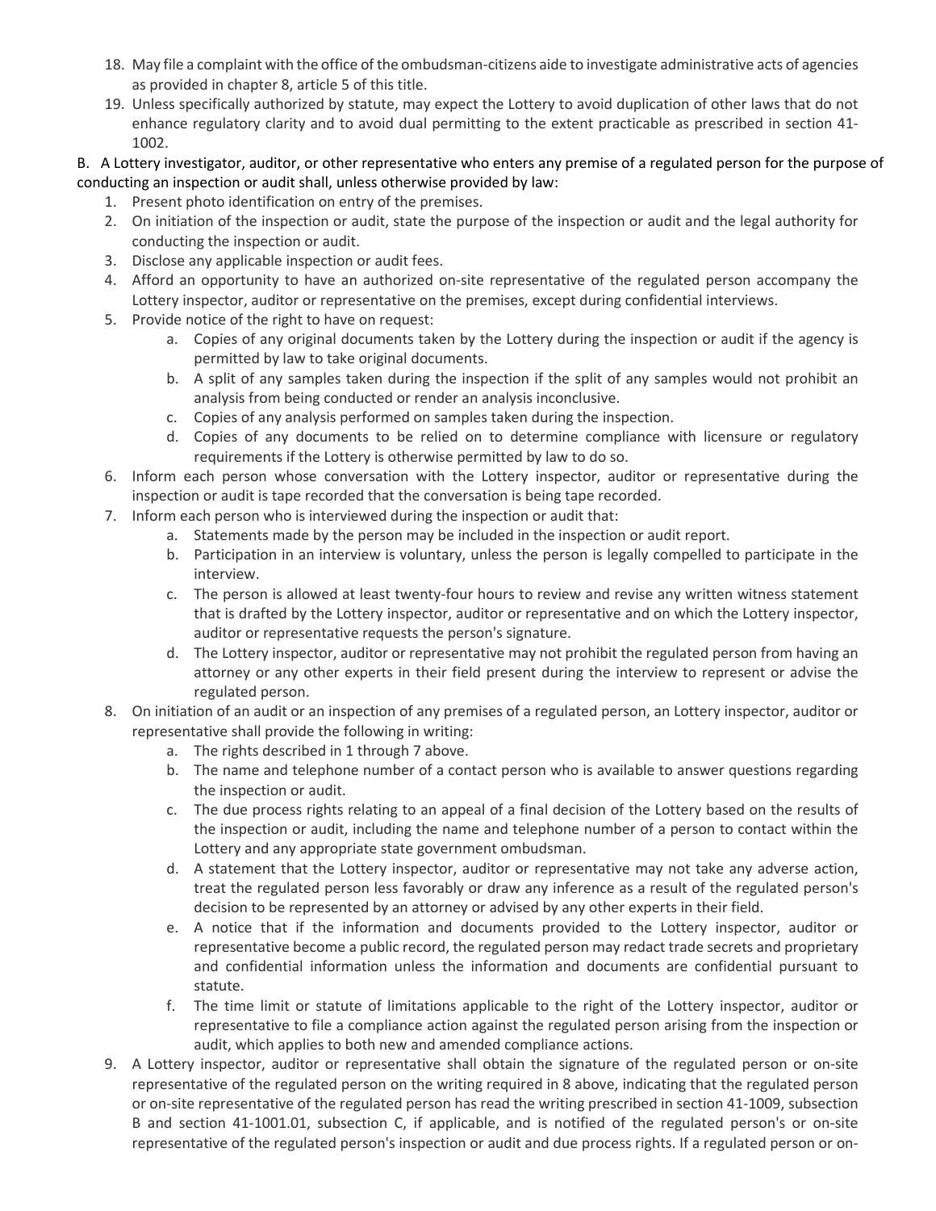18. May file a complaint with the office of the ombudsman-citizens aide to investigate administrative acts of agencies as provided in chapter 8, article 5 of this title.
19. Unless specifically authorized by statute, may expect the Lottery to avoid duplication of other laws that do not enhance regulatory clarity and to avoid dual permitting to the extent practicable as prescribed in section 41-1002.

B. A Lottery investigator, auditor, or other representative who enters any premise of a regulated person for the purpose of conducting an inspection or audit shall, unless otherwise provided by law:

1. Present photo identification on entry of the premises.
2. On initiation of the inspection or audit, state the purpose of the inspection or audit and the legal authority for conducting the inspection or audit.
3. Disclose any applicable inspection or audit fees.
4. Afford an opportunity to have an authorized on-site representative of the regulated person accompany the Lottery inspector, auditor or representative on the premises, except during confidential interviews.
5. Provide notice of the right to have on request:
    a. Copies of any original documents taken by the Lottery during the inspection or audit if the agency is permitted by law to take original documents.
    b. A split of any samples taken during the inspection if the split of any samples would not prohibit an analysis from being conducted or render an analysis inconclusive.
    c. Copies of any analysis performed on samples taken during the inspection.
    d. Copies of any documents to be relied on to determine compliance with licensure or regulatory requirements if the Lottery is otherwise permitted by law to do so.
6. Inform each person whose conversation with the Lottery inspector, auditor or representative during the inspection or audit is tape recorded that the conversation is being tape recorded.
7. Inform each person who is interviewed during the inspection or audit that:
    a. Statements made by the person may be included in the inspection or audit report.
    b. Participation in an interview is voluntary, unless the person is legally compelled to participate in the interview.
    c. The person is allowed at least twenty-four hours to review and revise any written witness statement that is drafted by the Lottery inspector, auditor or representative and on which the Lottery inspector, auditor or representative requests the person's signature.
    d. The Lottery inspector, auditor or representative may not prohibit the regulated person from having an attorney or any other experts in their field present during the interview to represent or advise the regulated person.
8. On initiation of an audit or an inspection of any premises of a regulated person, an Lottery inspector, auditor or representative shall provide the following in writing:
    a. The rights described in 1 through 7 above.
    b. The name and telephone number of a contact person who is available to answer questions regarding the inspection or audit.
    c. The due process rights relating to an appeal of a final decision of the Lottery based on the results of the inspection or audit, including the name and telephone number of a person to contact within the Lottery and any appropriate state government ombudsman.
    d. A statement that the Lottery inspector, auditor or representative may not take any adverse action, treat the regulated person less favorably or draw any inference as a result of the regulated person's decision to be represented by an attorney or advised by any other experts in their field.
    e. A notice that if the information and documents provided to the Lottery inspector, auditor or representative become a public record, the regulated person may redact trade secrets and proprietary and confidential information unless the information and documents are confidential pursuant to statute.
    f. The time limit or statute of limitations applicable to the right of the Lottery inspector, auditor or representative to file a compliance action against the regulated person arising from the inspection or audit, which applies to both new and amended compliance actions.
9. A Lottery inspector, auditor or representative shall obtain the signature of the regulated person or on-site representative of the regulated person on the writing required in 8 above, indicating that the regulated person or on-site representative of the regulated person has read the writing prescribed in section 41-1009, subsection B and section 41-1001.01, subsection C, if applicable, and is notified of the regulated person's or on-site representative of the regulated person's inspection or audit and due process rights. If a regulated person or on-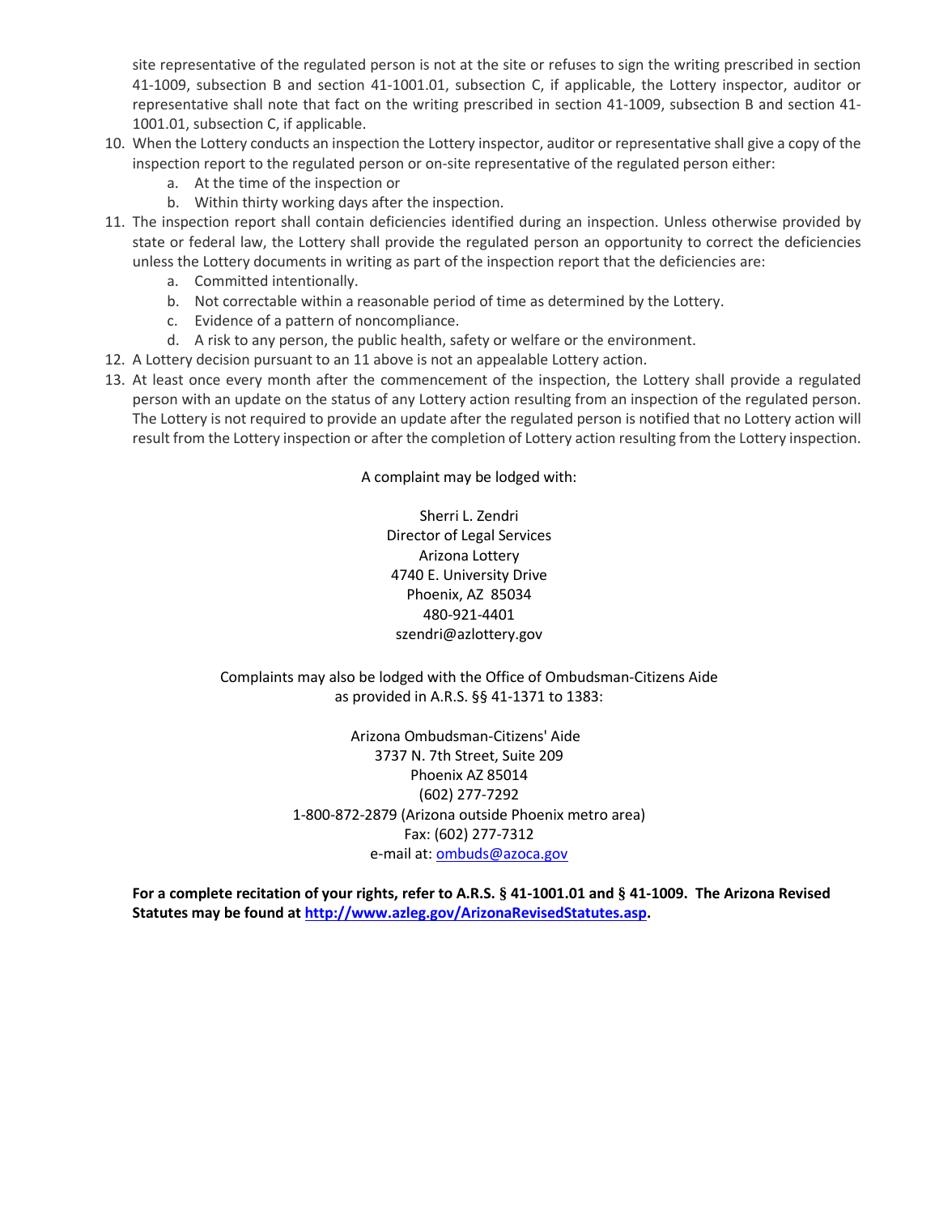site representative of the regulated person is not at the site or refuses to sign the writing prescribed in section 41-1009, subsection B and section 41-1001.01, subsection C, if applicable, the Lottery inspector, auditor or representative shall note that fact on the writing prescribed in section 41-1009, subsection B and section 41-1001.01, subsection C, if applicable.

10. When the Lottery conducts an inspection the Lottery inspector, auditor or representative shall give a copy of the inspection report to the regulated person or on-site representative of the regulated person either:
    a. At the time of the inspection or
    b. Within thirty working days after the inspection.
11. The inspection report shall contain deficiencies identified during an inspection. Unless otherwise provided by state or federal law, the Lottery shall provide the regulated person an opportunity to correct the deficiencies unless the Lottery documents in writing as part of the inspection report that the deficiencies are:
    a. Committed intentionally.
    b. Not correctable within a reasonable period of time as determined by the Lottery.
    c. Evidence of a pattern of noncompliance.
    d. A risk to any person, the public health, safety or welfare or the environment.
12. A Lottery decision pursuant to an 11 above is not an appealable Lottery action.
13. At least once every month after the commencement of the inspection, the Lottery shall provide a regulated person with an update on the status of any Lottery action resulting from an inspection of the regulated person. The Lottery is not required to provide an update after the regulated person is notified that no Lottery action will result from the Lottery inspection or after the completion of Lottery action resulting from the Lottery inspection.

A complaint may be lodged with:

Sherri L. Zendri
Director of Legal Services
Arizona Lottery
4740 E. University Drive
Phoenix, AZ 85034
480-921-4401
szendri@azlottery.gov

Complaints may also be lodged with the Office of Ombudsman-Citizens Aide as provided in A.R.S. §§ 41-1371 to 1383:

Arizona Ombudsman-Citizens' Aide
3737 N. 7th Street, Suite 209
Phoenix AZ 85014
(602) 277-7292
1-800-872-2879 (Arizona outside Phoenix metro area)
Fax: (602) 277-7312
e-mail at: ombuds@azoca.gov

**For a complete recitation of your rights, refer to A.R.S. § 41-1001.01 and § 41-1009. The Arizona Revised Statutes may be found at http://www.azleg.gov/ArizonaRevisedStatutes.asp.**